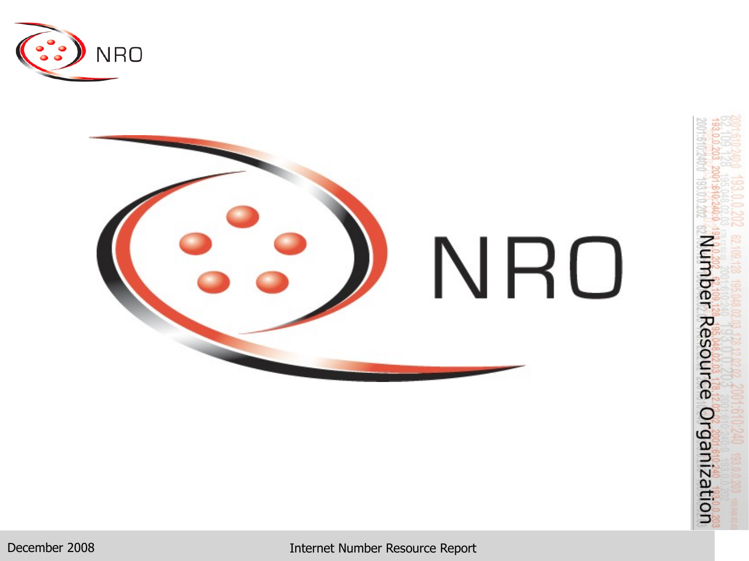# NRO

Number Resource Organization

December 2008

Internet Number Resource Report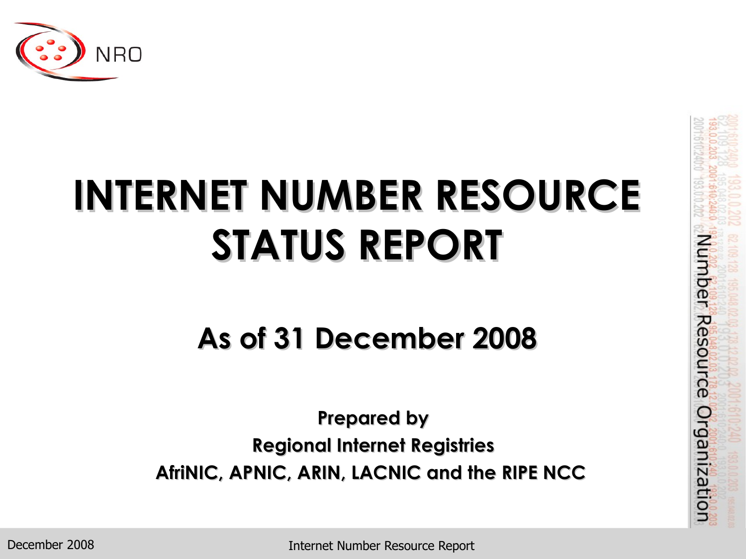# INTERNET NUMBER RESOURCE STATUS REPORT

## As of 31 December 2008

**Prepared by**

**Regional Internet Registries**

**AfriNIC, APNIC, ARIN, LACNIC and the RIPE NCC**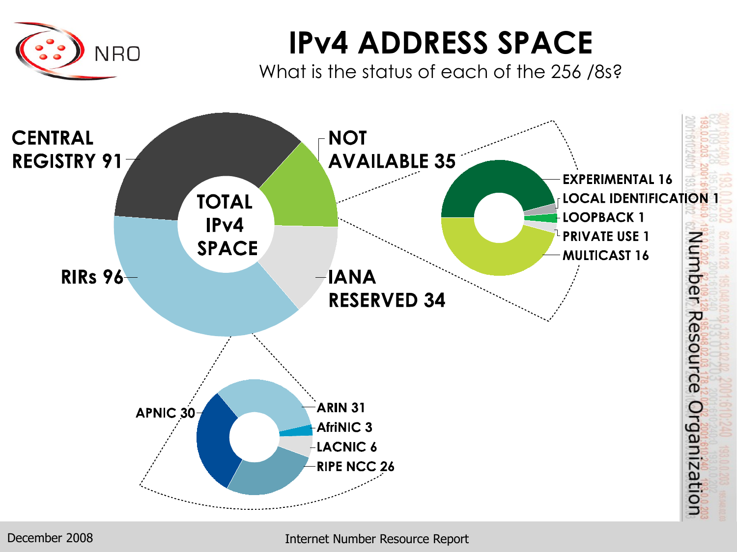# IPv4 ADDRESS SPACE

What is the status of each of the 256 /8s?

**TOTAL IPv4 SPACE**

- CENTRAL REGISTRY 91
- NOT AVAILABLE 35
  - EXPERIMENTAL 16
  - LOCAL IDENTIFICATION 1
  - LOOPBACK 1
  - PRIVATE USE 1
  - MULTICAST 16
- IANA RESERVED 34
- RIRs 96
  - APNIC 30
  - ARIN 31
  - AfriNIC 3
  - LACNIC 6
  - RIPE NCC 26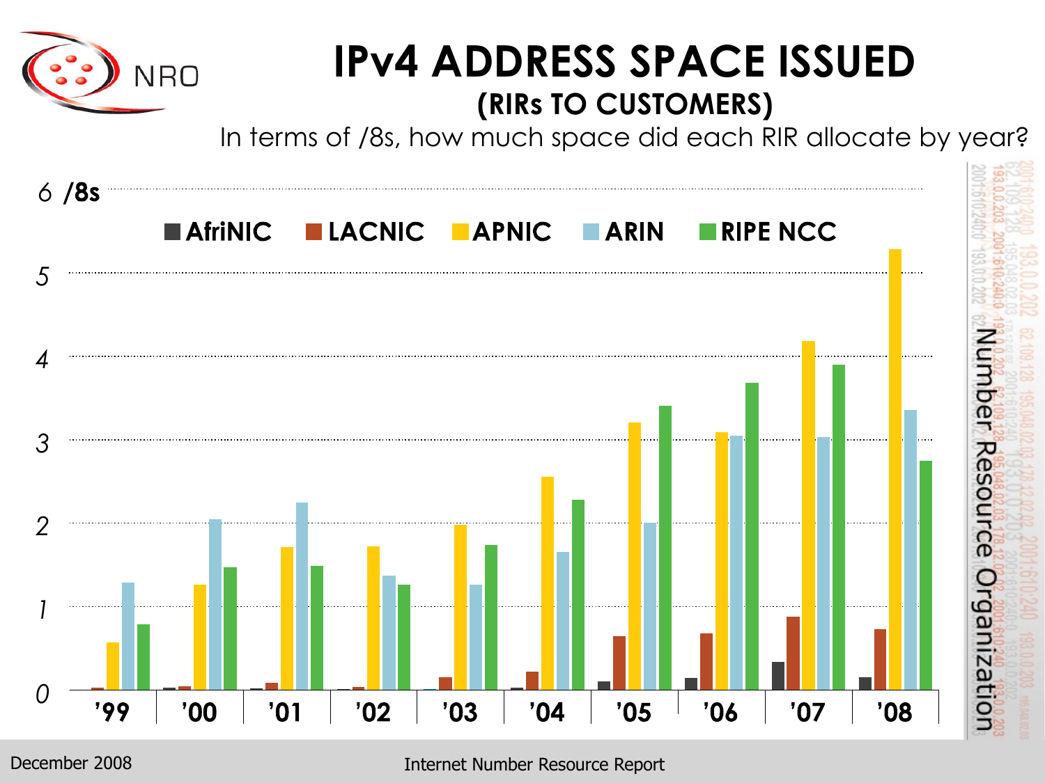# IPv4 ADDRESS SPACE ISSUED

## (RIRs TO CUSTOMERS)

In terms of /8s, how much space did each RIR allocate by year?

6 **/8s**

5

4

3

2

1

0

■ **AfriNIC** ■ **LACNIC** ■ **APNIC** ■ **ARIN** ■ **RIPE NCC**

**'99** **'00** **'01** **'02** **'03** **'04** **'05** **'06** **'07** **'08**

Number Resource Organization

December 2008

Internet Number Resource Report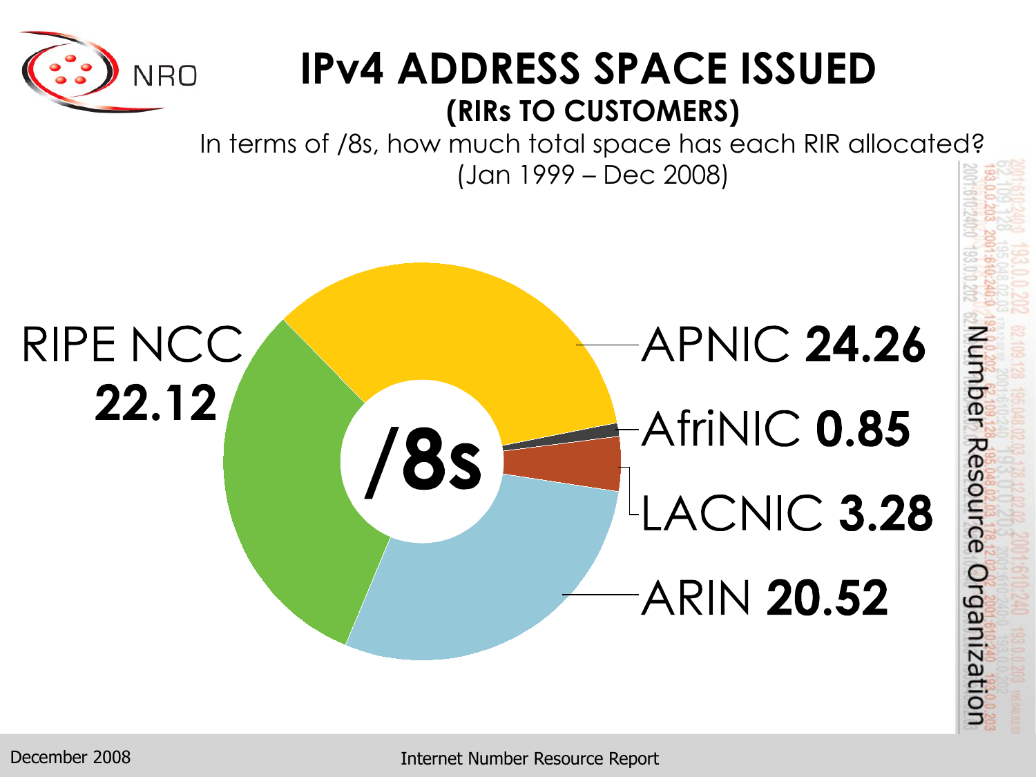# IPv4 ADDRESS SPACE ISSUED

## (RIRs TO CUSTOMERS)

In terms of /8s, how much total space has each RIR allocated?
(Jan 1999 – Dec 2008)

/8s

RIPE NCC **22.12**

APNIC **24.26**

AfriNIC **0.85**

LACNIC **3.28**

ARIN **20.52**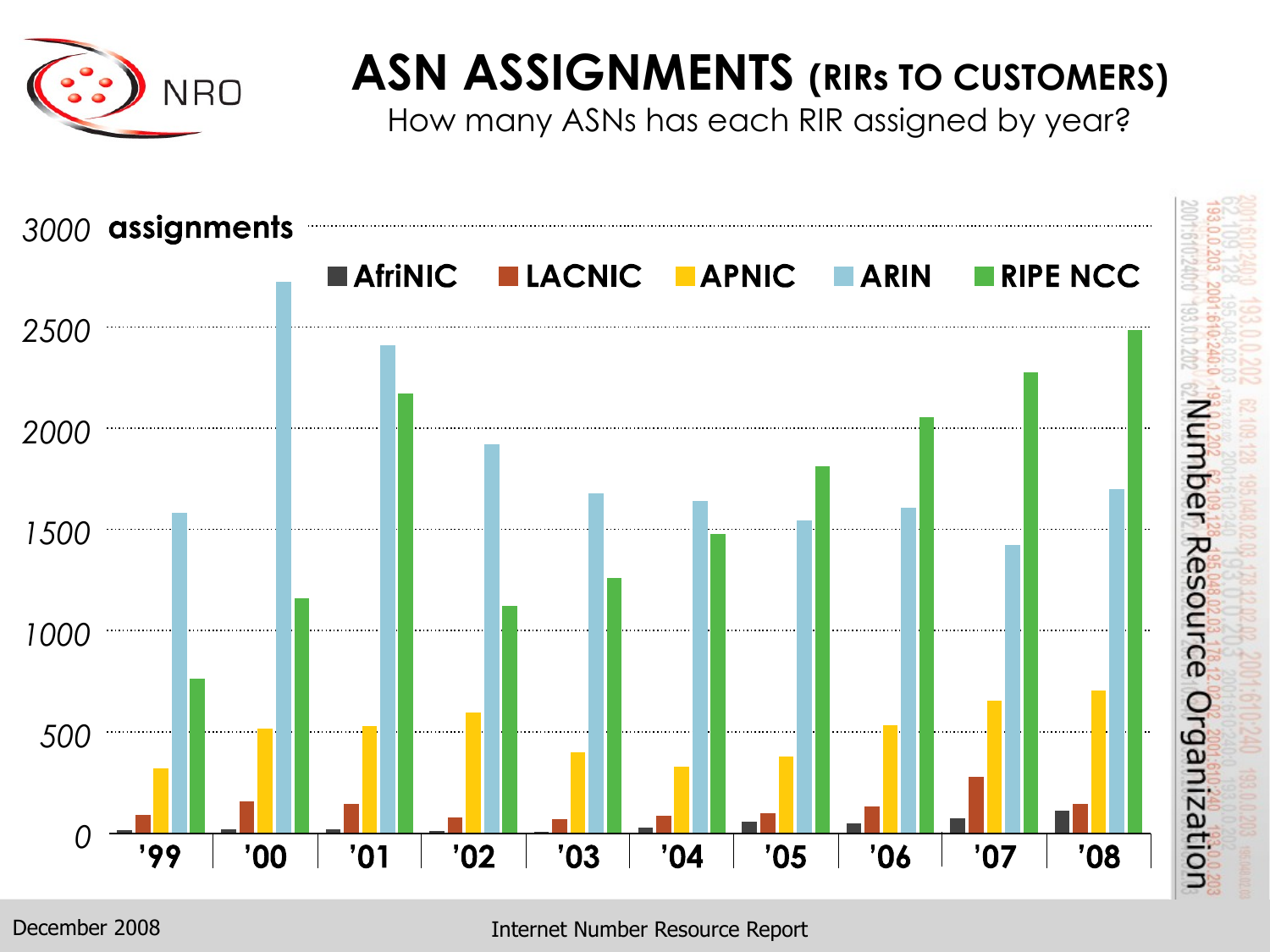# ASN ASSIGNMENTS (RIRs TO CUSTOMERS)

How many ASNs has each RIR assigned by year?

3000 assignments

■ AfriNIC ■ LACNIC ■ APNIC ■ ARIN ■ RIPE NCC

2500

2000

1500

1000

500

0

'99 '00 '01 '02 '03 '04 '05 '06 '07 '08

Number Resource Organization

December 2008

Internet Number Resource Report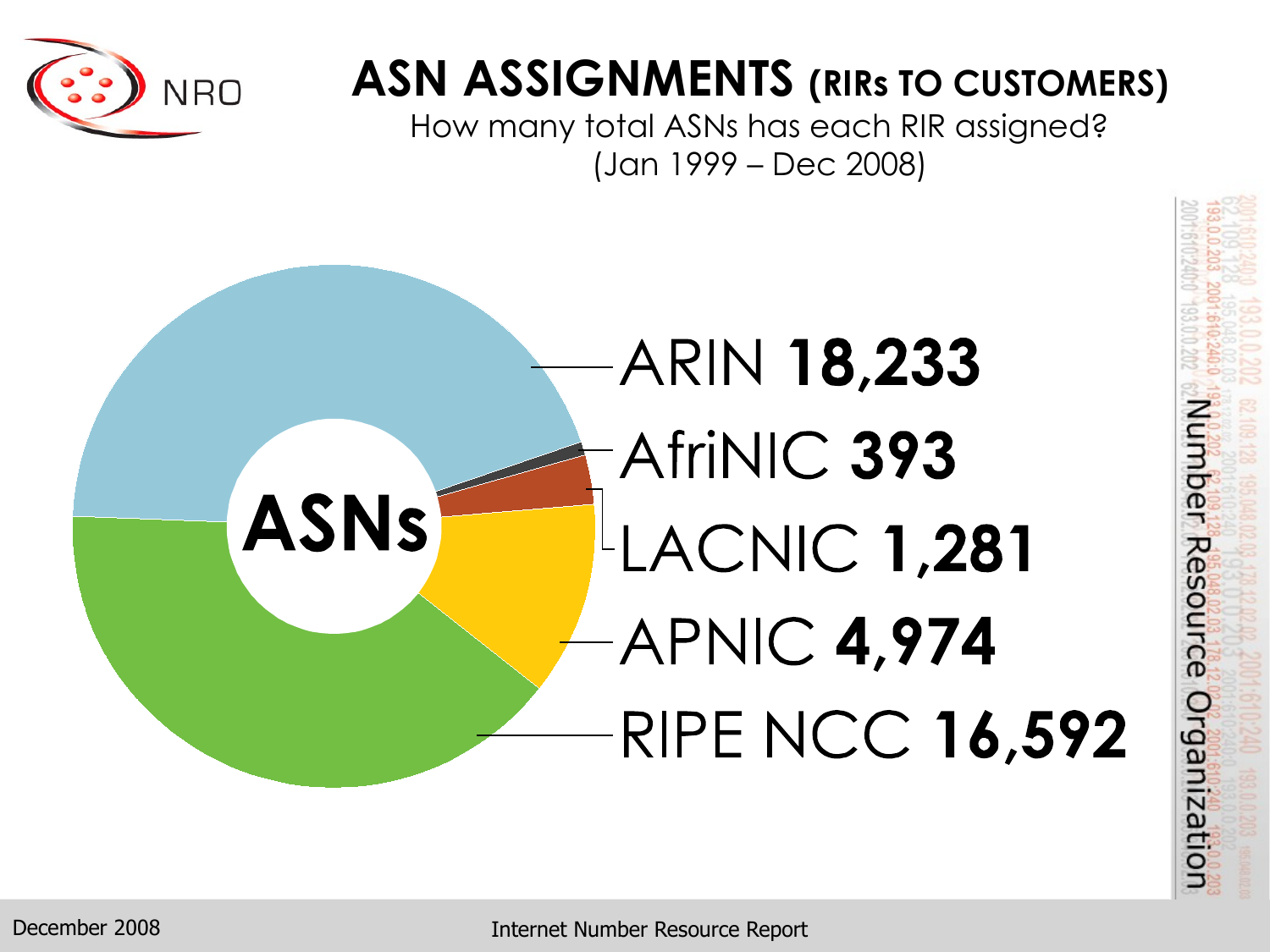# ASN ASSIGNMENTS (RIRs TO CUSTOMERS)

How many total ASNs has each RIR assigned?
(Jan 1999 – Dec 2008)

ASNs

- ARIN **18,233**
- AfriNIC **393**
- LACNIC **1,281**
- APNIC **4,974**
- RIPE NCC **16,592**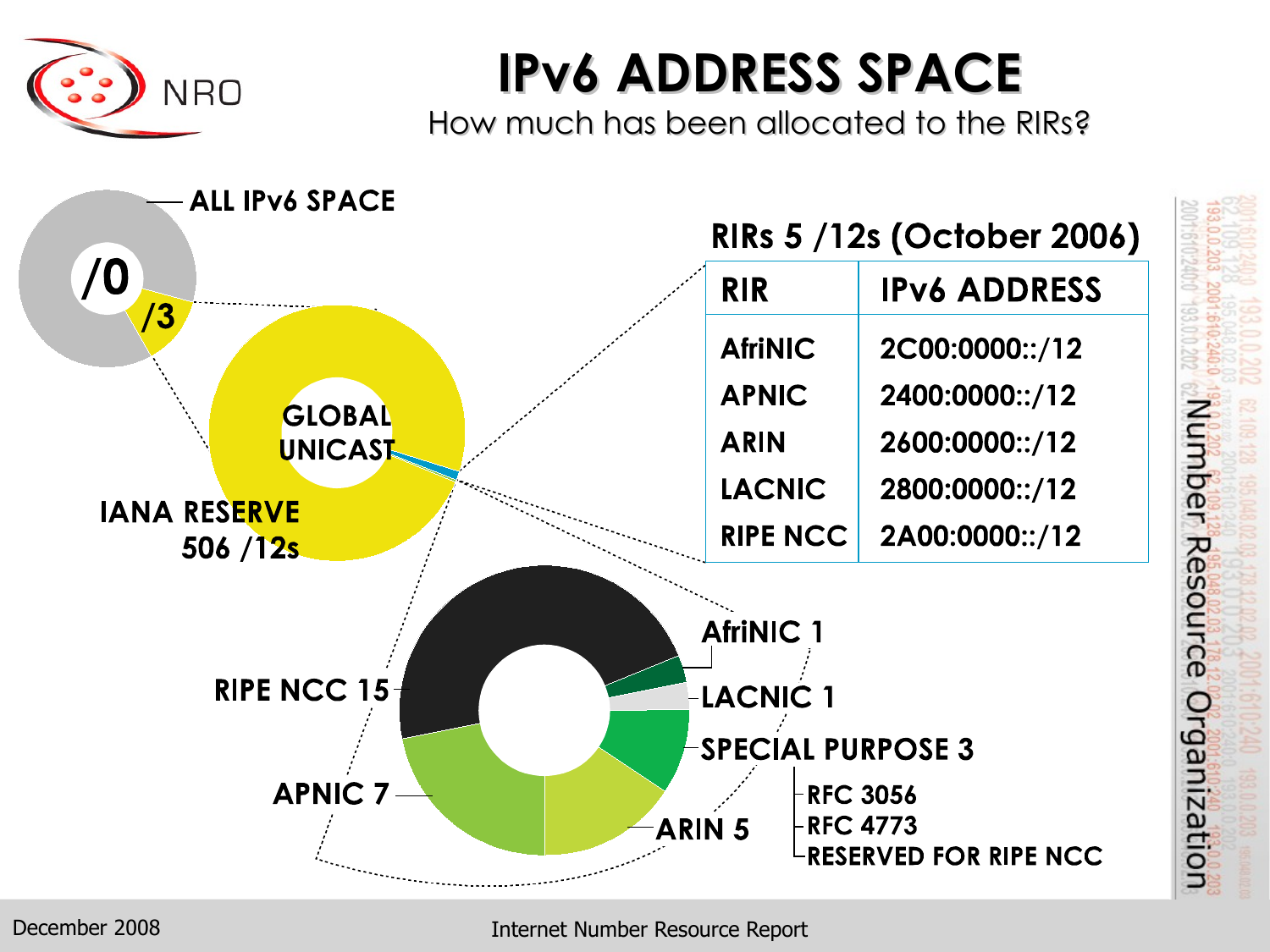# IPv6 ADDRESS SPACE

How much has been allocated to the RIRs?

ALL IPv6 SPACE

/0

/3

GLOBAL UNICAST

IANA RESERVE 506 /12s

## RIRs 5 /12s (October 2006)

| RIR | IPv6 ADDRESS |
| --- | --- |
| AfriNIC | 2C00:0000::/12 |
| APNIC | 2400:0000::/12 |
| ARIN | 2600:0000::/12 |
| LACNIC | 2800:0000::/12 |
| RIPE NCC | 2A00:0000::/12 |

- RIPE NCC 15
- APNIC 7
- ARIN 5
- AfriNIC 1
- LACNIC 1
- SPECIAL PURPOSE 3
  - RFC 3056
  - RFC 4773
  - RESERVED FOR RIPE NCC

December 2008

Internet Number Resource Report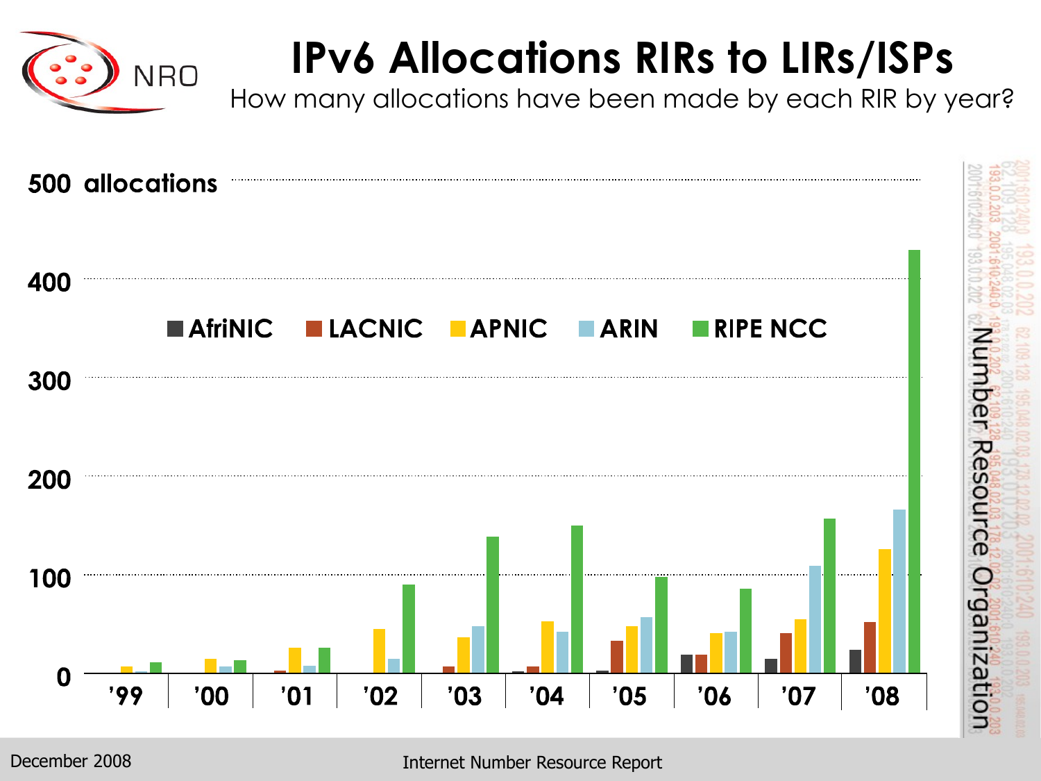# IPv6 Allocations RIRs to LIRs/ISPs

How many allocations have been made by each RIR by year?

500 allocations

400

300

200

100

0

AfriNIC | LACNIC | APNIC | ARIN | RIPE NCC

'99 | '00 | '01 | '02 | '03 | '04 | '05 | '06 | '07 | '08

Number Resource Organization

December 2008

Internet Number Resource Report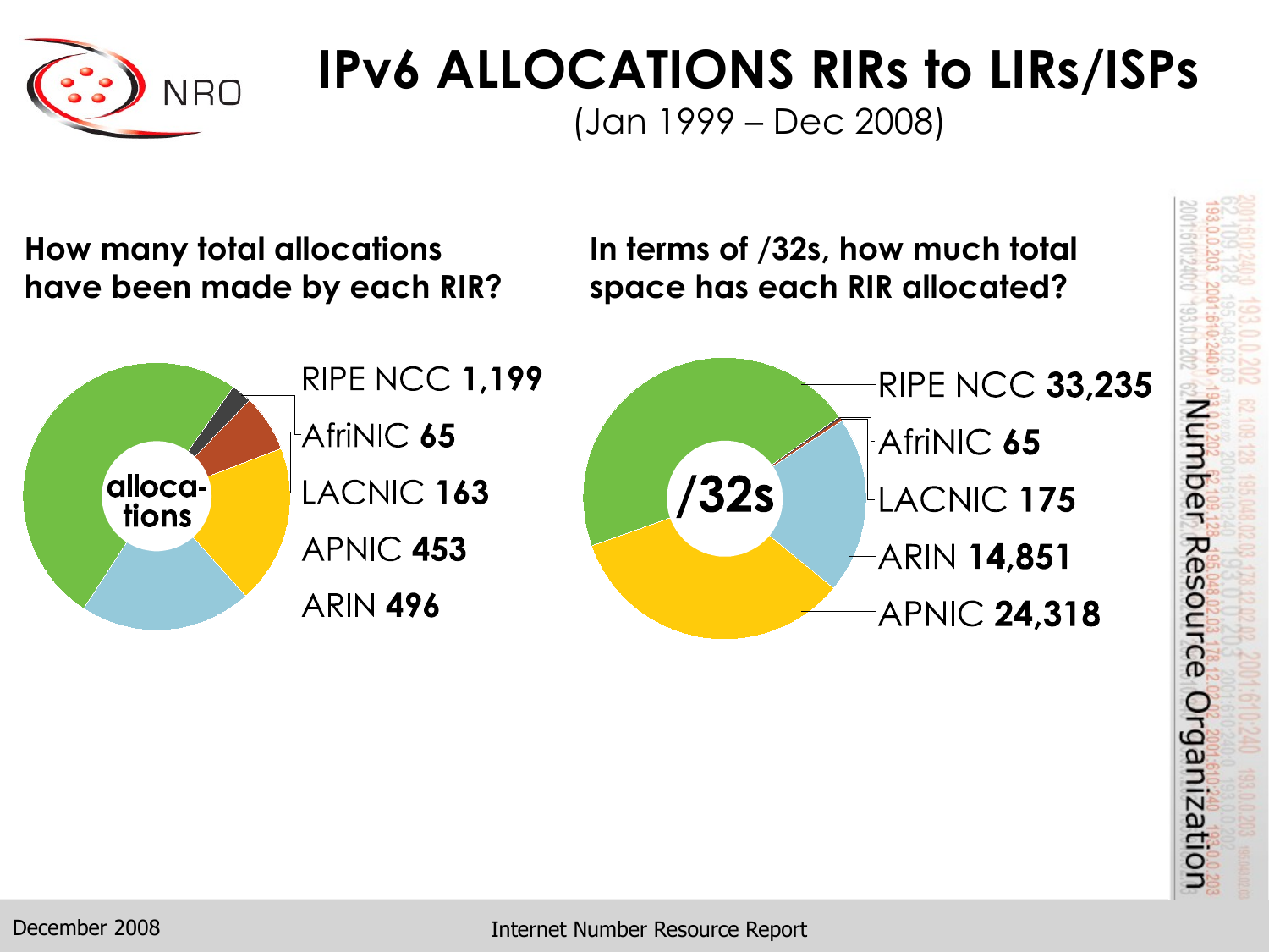# IPv6 ALLOCATIONS RIRs to LIRs/ISPs

(Jan 1999 – Dec 2008)

**How many total allocations have been made by each RIR?**

allocations

- RIPE NCC **1,199**
- AfriNIC **65**
- LACNIC **163**
- APNIC **453**
- ARIN **496**

**In terms of /32s, how much total space has each RIR allocated?**

/32s

- RIPE NCC **33,235**
- AfriNIC **65**
- LACNIC **175**
- ARIN **14,851**
- APNIC **24,318**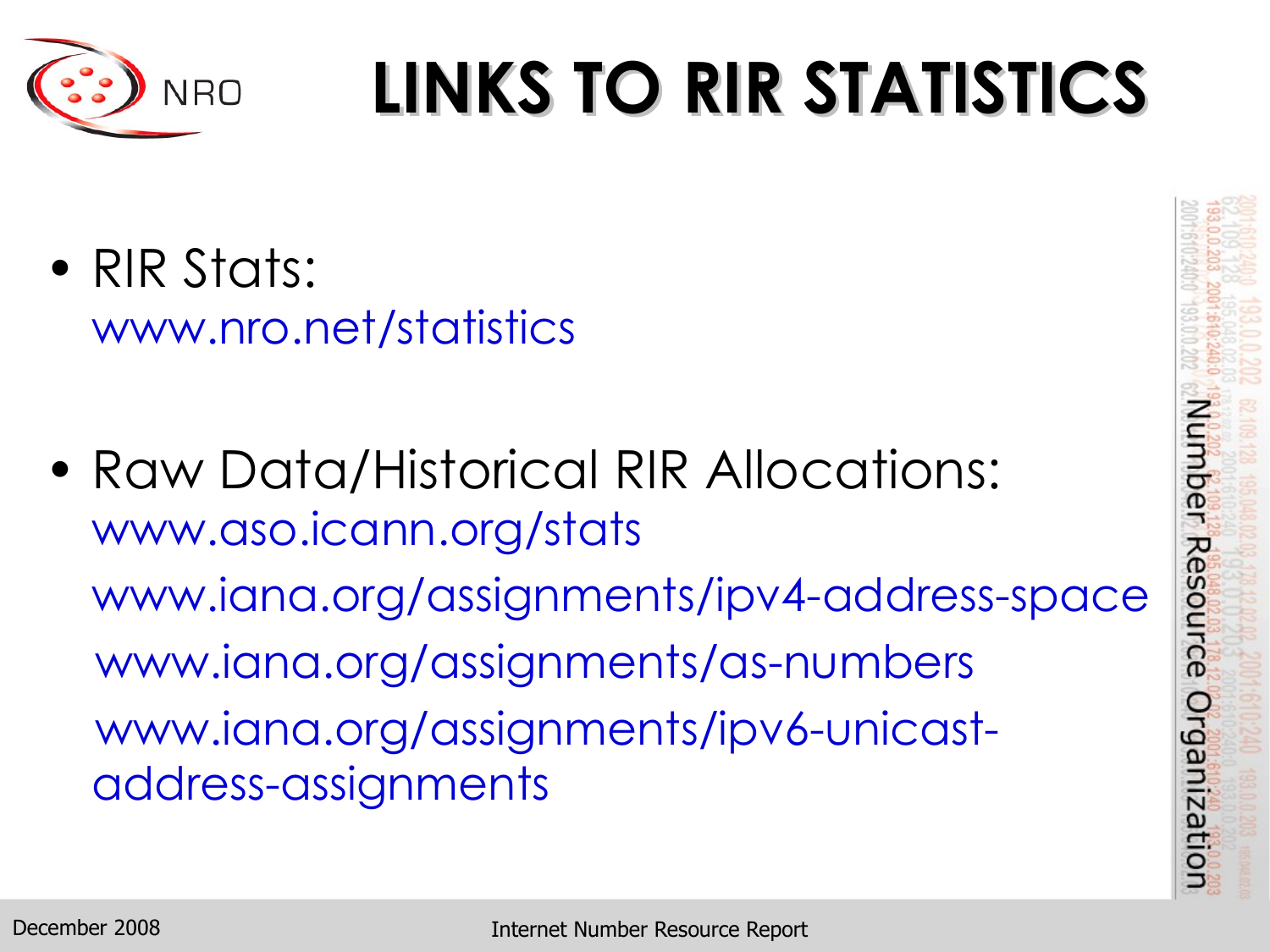# LINKS TO RIR STATISTICS

- RIR Stats:
  www.nro.net/statistics

- Raw Data/Historical RIR Allocations:
  www.aso.icann.org/stats
  www.iana.org/assignments/ipv4-address-space
  www.iana.org/assignments/as-numbers
  www.iana.org/assignments/ipv6-unicast-address-assignments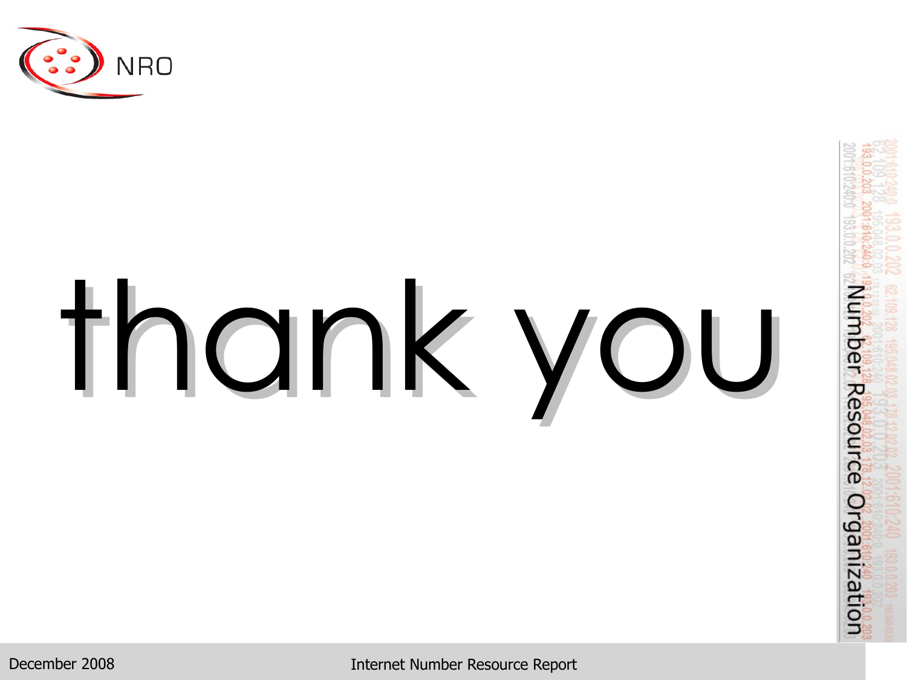NRO

# thank you

Number Resource Organization